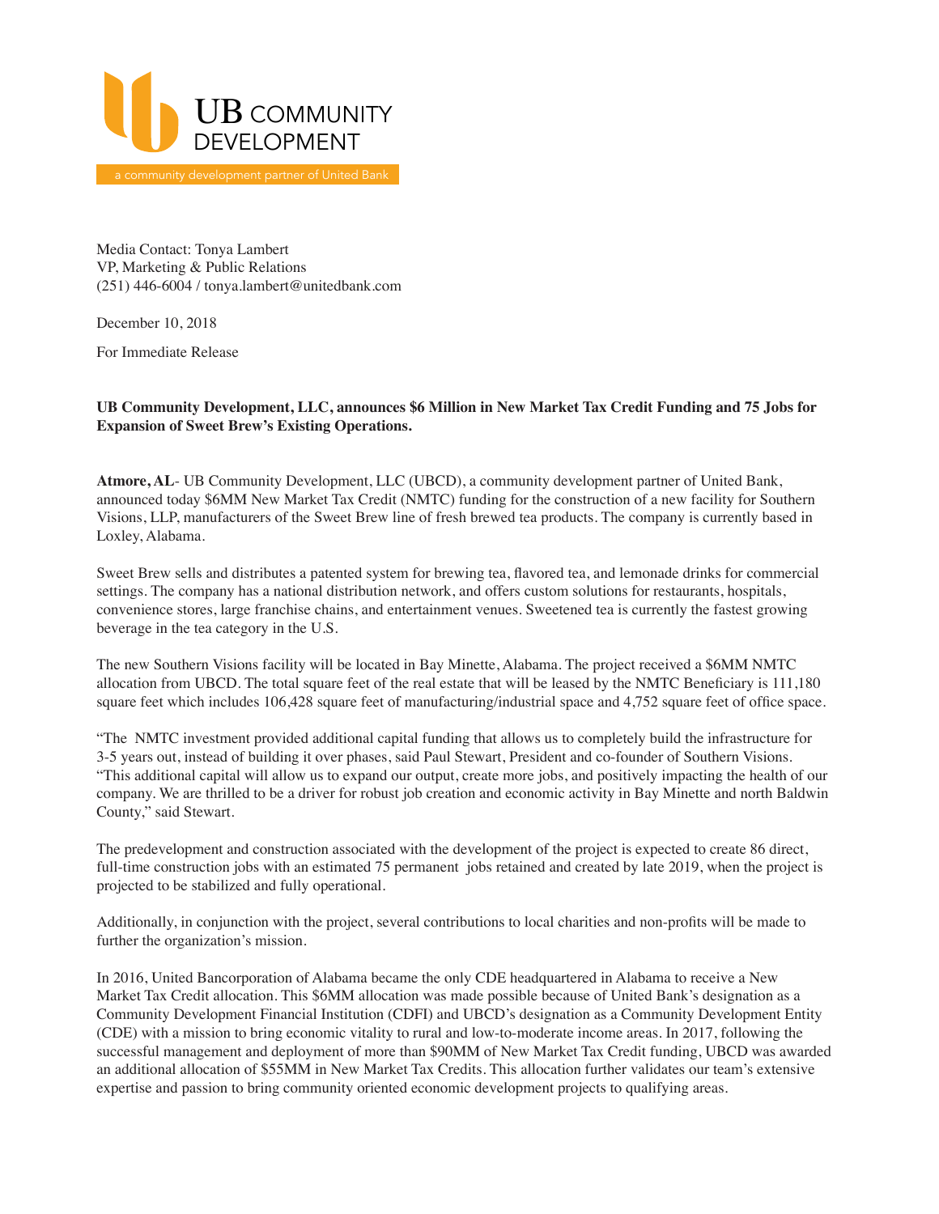UB COMMUNITY DEVELOPMENT

a community development partner of United Bank

Media Contact: Tonya Lambert
VP, Marketing & Public Relations
(251) 446-6004 / tonya.lambert@unitedbank.com

December 10, 2018

For Immediate Release

**UB Community Development, LLC, announces $6 Million in New Market Tax Credit Funding and 75 Jobs for Expansion of Sweet Brew's Existing Operations.**

**Atmore, AL**- UB Community Development, LLC (UBCD), a community development partner of United Bank, announced today $6MM New Market Tax Credit (NMTC) funding for the construction of a new facility for Southern Visions, LLP, manufacturers of the Sweet Brew line of fresh brewed tea products. The company is currently based in Loxley, Alabama.

Sweet Brew sells and distributes a patented system for brewing tea, flavored tea, and lemonade drinks for commercial settings. The company has a national distribution network, and offers custom solutions for restaurants, hospitals, convenience stores, large franchise chains, and entertainment venues. Sweetened tea is currently the fastest growing beverage in the tea category in the U.S.

The new Southern Visions facility will be located in Bay Minette, Alabama. The project received a $6MM NMTC allocation from UBCD. The total square feet of the real estate that will be leased by the NMTC Beneficiary is 111,180 square feet which includes 106,428 square feet of manufacturing/industrial space and 4,752 square feet of office space.

"The NMTC investment provided additional capital funding that allows us to completely build the infrastructure for 3-5 years out, instead of building it over phases, said Paul Stewart, President and co-founder of Southern Visions. "This additional capital will allow us to expand our output, create more jobs, and positively impacting the health of our company. We are thrilled to be a driver for robust job creation and economic activity in Bay Minette and north Baldwin County," said Stewart.

The predevelopment and construction associated with the development of the project is expected to create 86 direct, full-time construction jobs with an estimated 75 permanent jobs retained and created by late 2019, when the project is projected to be stabilized and fully operational.

Additionally, in conjunction with the project, several contributions to local charities and non-profits will be made to further the organization's mission.

In 2016, United Bancorporation of Alabama became the only CDE headquartered in Alabama to receive a New Market Tax Credit allocation. This $6MM allocation was made possible because of United Bank's designation as a Community Development Financial Institution (CDFI) and UBCD's designation as a Community Development Entity (CDE) with a mission to bring economic vitality to rural and low-to-moderate income areas. In 2017, following the successful management and deployment of more than $90MM of New Market Tax Credit funding, UBCD was awarded an additional allocation of $55MM in New Market Tax Credits. This allocation further validates our team's extensive expertise and passion to bring community oriented economic development projects to qualifying areas.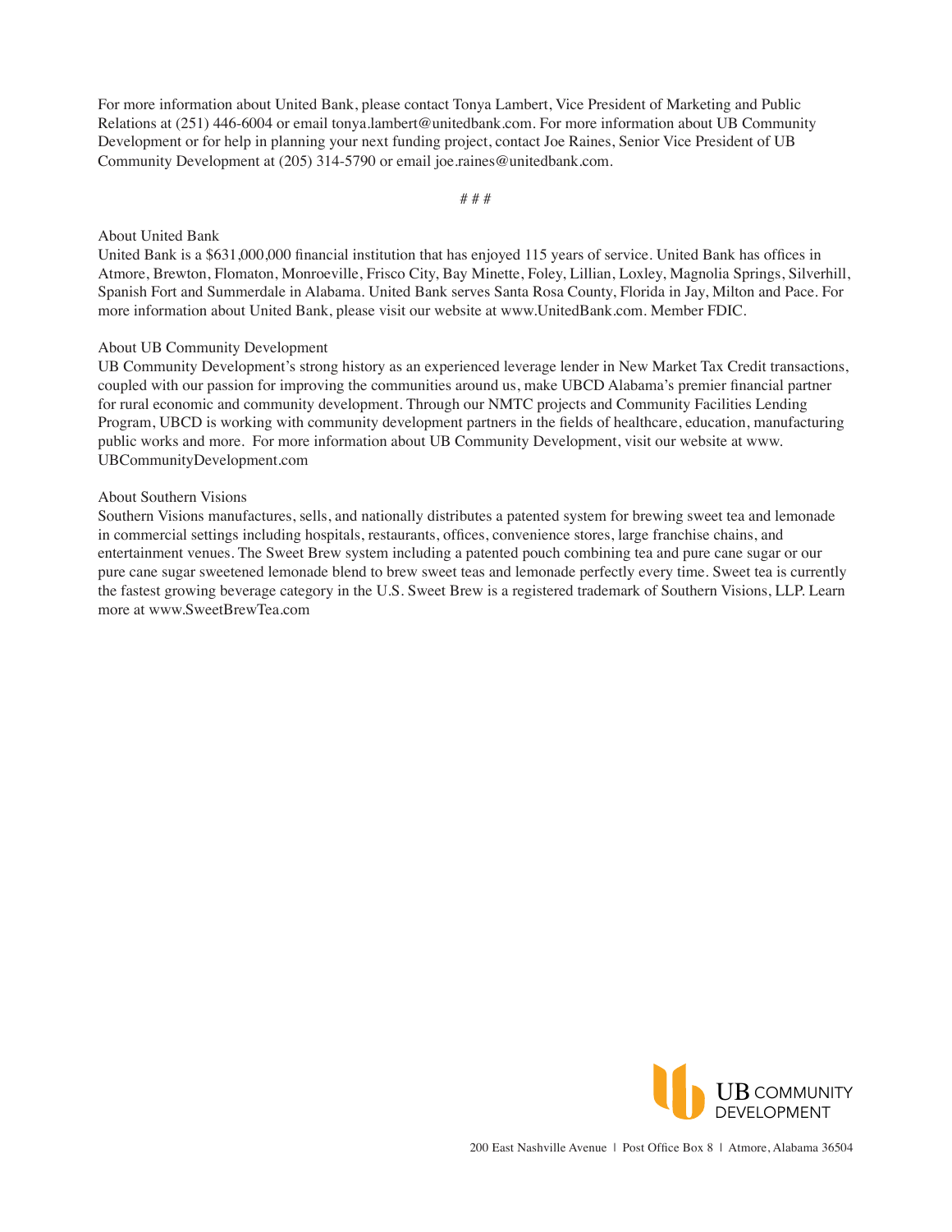For more information about United Bank, please contact Tonya Lambert, Vice President of Marketing and Public Relations at (251) 446-6004 or email tonya.lambert@unitedbank.com. For more information about UB Community Development or for help in planning your next funding project, contact Joe Raines, Senior Vice President of UB Community Development at (205) 314-5790 or email joe.raines@unitedbank.com.

# # #

About United Bank

United Bank is a $631,000,000 financial institution that has enjoyed 115 years of service. United Bank has offices in Atmore, Brewton, Flomaton, Monroeville, Frisco City, Bay Minette, Foley, Lillian, Loxley, Magnolia Springs, Silverhill, Spanish Fort and Summerdale in Alabama. United Bank serves Santa Rosa County, Florida in Jay, Milton and Pace. For more information about United Bank, please visit our website at www.UnitedBank.com. Member FDIC.

About UB Community Development

UB Community Development's strong history as an experienced leverage lender in New Market Tax Credit transactions, coupled with our passion for improving the communities around us, make UBCD Alabama's premier financial partner for rural economic and community development. Through our NMTC projects and Community Facilities Lending Program, UBCD is working with community development partners in the fields of healthcare, education, manufacturing public works and more. For more information about UB Community Development, visit our website at www.UBCommunityDevelopment.com

About Southern Visions

Southern Visions manufactures, sells, and nationally distributes a patented system for brewing sweet tea and lemonade in commercial settings including hospitals, restaurants, offices, convenience stores, large franchise chains, and entertainment venues. The Sweet Brew system including a patented pouch combining tea and pure cane sugar or our pure cane sugar sweetened lemonade blend to brew sweet teas and lemonade perfectly every time. Sweet tea is currently the fastest growing beverage category in the U.S. Sweet Brew is a registered trademark of Southern Visions, LLP. Learn more at www.SweetBrewTea.com

UB COMMUNITY DEVELOPMENT

200 East Nashville Avenue | Post Office Box 8 | Atmore, Alabama 36504